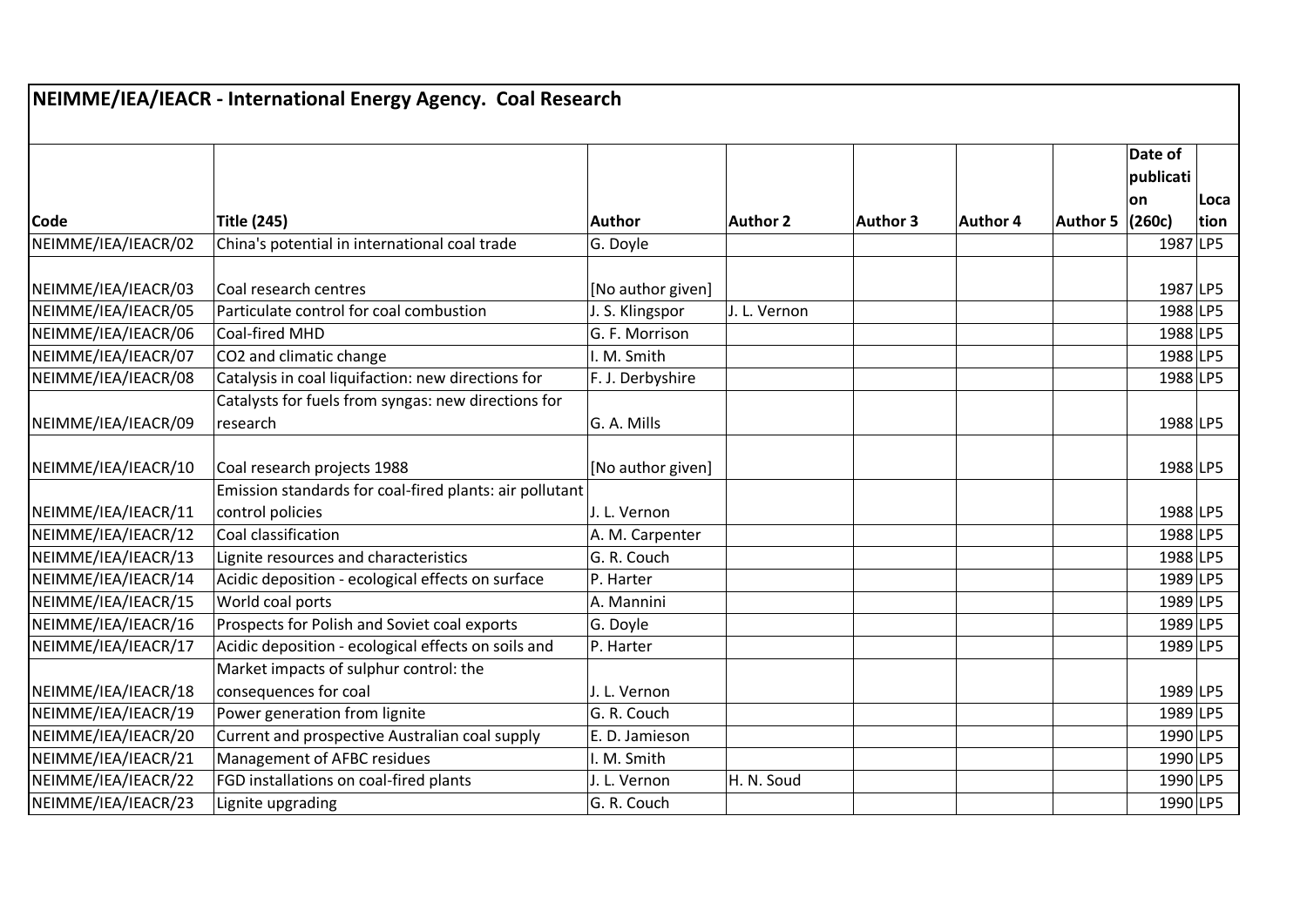# NEIMME/IEA/IEACR - International Energy Agency. Coal Research

| Code | Title (245) | Author | Author 2 | Author 3 | Author 4 | Author 5 | Date of publication (260c) | Location |
|---|---|---|---|---|---|---|---|---|
| NEIMME/IEA/IEACR/02 | China's potential in international coal trade | G. Doyle | | | | | 1987 | LP5 |
| NEIMME/IEA/IEACR/03 | Coal research centres | [No author given] | | | | | 1987 | LP5 |
| NEIMME/IEA/IEACR/05 | Particulate control for coal combustion | J. S. Klingspor | J. L. Vernon | | | | 1988 | LP5 |
| NEIMME/IEA/IEACR/06 | Coal-fired MHD | G. F. Morrison | | | | | 1988 | LP5 |
| NEIMME/IEA/IEACR/07 | CO2 and climatic change | I. M. Smith | | | | | 1988 | LP5 |
| NEIMME/IEA/IEACR/08 | Catalysis in coal liquifaction: new directions for | F. J. Derbyshire | | | | | 1988 | LP5 |
| NEIMME/IEA/IEACR/09 | Catalysts for fuels from syngas: new directions for research | G. A. Mills | | | | | 1988 | LP5 |
| NEIMME/IEA/IEACR/10 | Coal research projects 1988 | [No author given] | | | | | 1988 | LP5 |
| NEIMME/IEA/IEACR/11 | Emission standards for coal-fired plants: air pollutant control policies | J. L. Vernon | | | | | 1988 | LP5 |
| NEIMME/IEA/IEACR/12 | Coal classification | A. M. Carpenter | | | | | 1988 | LP5 |
| NEIMME/IEA/IEACR/13 | Lignite resources and characteristics | G. R. Couch | | | | | 1988 | LP5 |
| NEIMME/IEA/IEACR/14 | Acidic deposition - ecological effects on surface | P. Harter | | | | | 1989 | LP5 |
| NEIMME/IEA/IEACR/15 | World coal ports | A. Mannini | | | | | 1989 | LP5 |
| NEIMME/IEA/IEACR/16 | Prospects for Polish and Soviet coal exports | G. Doyle | | | | | 1989 | LP5 |
| NEIMME/IEA/IEACR/17 | Acidic deposition - ecological effects on soils and | P. Harter | | | | | 1989 | LP5 |
| NEIMME/IEA/IEACR/18 | Market impacts of sulphur control: the consequences for coal | J. L. Vernon | | | | | 1989 | LP5 |
| NEIMME/IEA/IEACR/19 | Power generation from lignite | G. R. Couch | | | | | 1989 | LP5 |
| NEIMME/IEA/IEACR/20 | Current and prospective Australian coal supply | E. D. Jamieson | | | | | 1990 | LP5 |
| NEIMME/IEA/IEACR/21 | Management of AFBC residues | I. M. Smith | | | | | 1990 | LP5 |
| NEIMME/IEA/IEACR/22 | FGD installations on coal-fired plants | J. L. Vernon | H. N. Soud | | | | 1990 | LP5 |
| NEIMME/IEA/IEACR/23 | Lignite upgrading | G. R. Couch | | | | | 1990 | LP5 |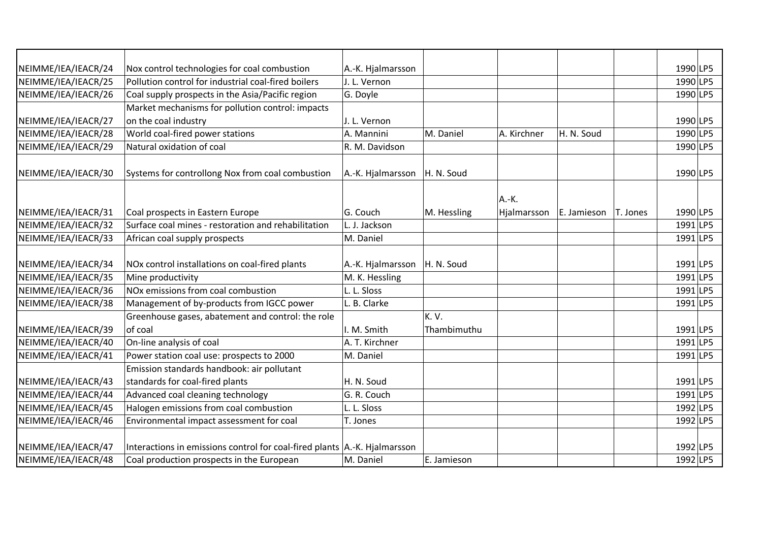| | | | | | | | | |
|---|---|---|---|---|---|---|---|---|
| NEIMME/IEA/IEACR/24 | Nox control technologies for coal combustion | A.-K. Hjalmarsson | | | | | 1990 | LP5 |
| NEIMME/IEA/IEACR/25 | Pollution control for industrial coal-fired boilers | J. L. Vernon | | | | | 1990 | LP5 |
| NEIMME/IEA/IEACR/26 | Coal supply prospects in the Asia/Pacific region | G. Doyle | | | | | 1990 | LP5 |
| NEIMME/IEA/IEACR/27 | Market mechanisms for pollution control: impacts on the coal industry | J. L. Vernon | | | | | 1990 | LP5 |
| NEIMME/IEA/IEACR/28 | World coal-fired power stations | A. Mannini | M. Daniel | A. Kirchner | H. N. Soud | | 1990 | LP5 |
| NEIMME/IEA/IEACR/29 | Natural oxidation of coal | R. M. Davidson | | | | | 1990 | LP5 |
| NEIMME/IEA/IEACR/30 | Systems for controllong Nox from coal combustion | A.-K. Hjalmarsson | H. N. Soud | | | | 1990 | LP5 |
| NEIMME/IEA/IEACR/31 | Coal prospects in Eastern Europe | G. Couch | M. Hessling | A.-K. Hjalmarsson | E. Jamieson | T. Jones | 1990 | LP5 |
| NEIMME/IEA/IEACR/32 | Surface coal mines - restoration and rehabilitation | L. J. Jackson | | | | | 1991 | LP5 |
| NEIMME/IEA/IEACR/33 | African coal supply prospects | M. Daniel | | | | | 1991 | LP5 |
| NEIMME/IEA/IEACR/34 | NOx control installations on coal-fired plants | A.-K. Hjalmarsson | H. N. Soud | | | | 1991 | LP5 |
| NEIMME/IEA/IEACR/35 | Mine productivity | M. K. Hessling | | | | | 1991 | LP5 |
| NEIMME/IEA/IEACR/36 | NOx emissions from coal combustion | L. L. Sloss | | | | | 1991 | LP5 |
| NEIMME/IEA/IEACR/38 | Management of by-products from IGCC power | L. B. Clarke | | | | | 1991 | LP5 |
| NEIMME/IEA/IEACR/39 | Greenhouse gases, abatement and control: the role of coal | I. M. Smith | K. V. Thambimuthu | | | | 1991 | LP5 |
| NEIMME/IEA/IEACR/40 | On-line analysis of coal | A. T. Kirchner | | | | | 1991 | LP5 |
| NEIMME/IEA/IEACR/41 | Power station coal use: prospects to 2000 | M. Daniel | | | | | 1991 | LP5 |
| NEIMME/IEA/IEACR/43 | Emission standards handbook: air pollutant standards for coal-fired plants | H. N. Soud | | | | | 1991 | LP5 |
| NEIMME/IEA/IEACR/44 | Advanced coal cleaning technology | G. R. Couch | | | | | 1991 | LP5 |
| NEIMME/IEA/IEACR/45 | Halogen emissions from coal combustion | L. L. Sloss | | | | | 1992 | LP5 |
| NEIMME/IEA/IEACR/46 | Environmental impact assessment for coal | T. Jones | | | | | 1992 | LP5 |
| NEIMME/IEA/IEACR/47 | Interactions in emissions control for coal-fired plants | A.-K. Hjalmarsson | | | | | 1992 | LP5 |
| NEIMME/IEA/IEACR/48 | Coal production prospects in the European | M. Daniel | E. Jamieson | | | | 1992 | LP5 |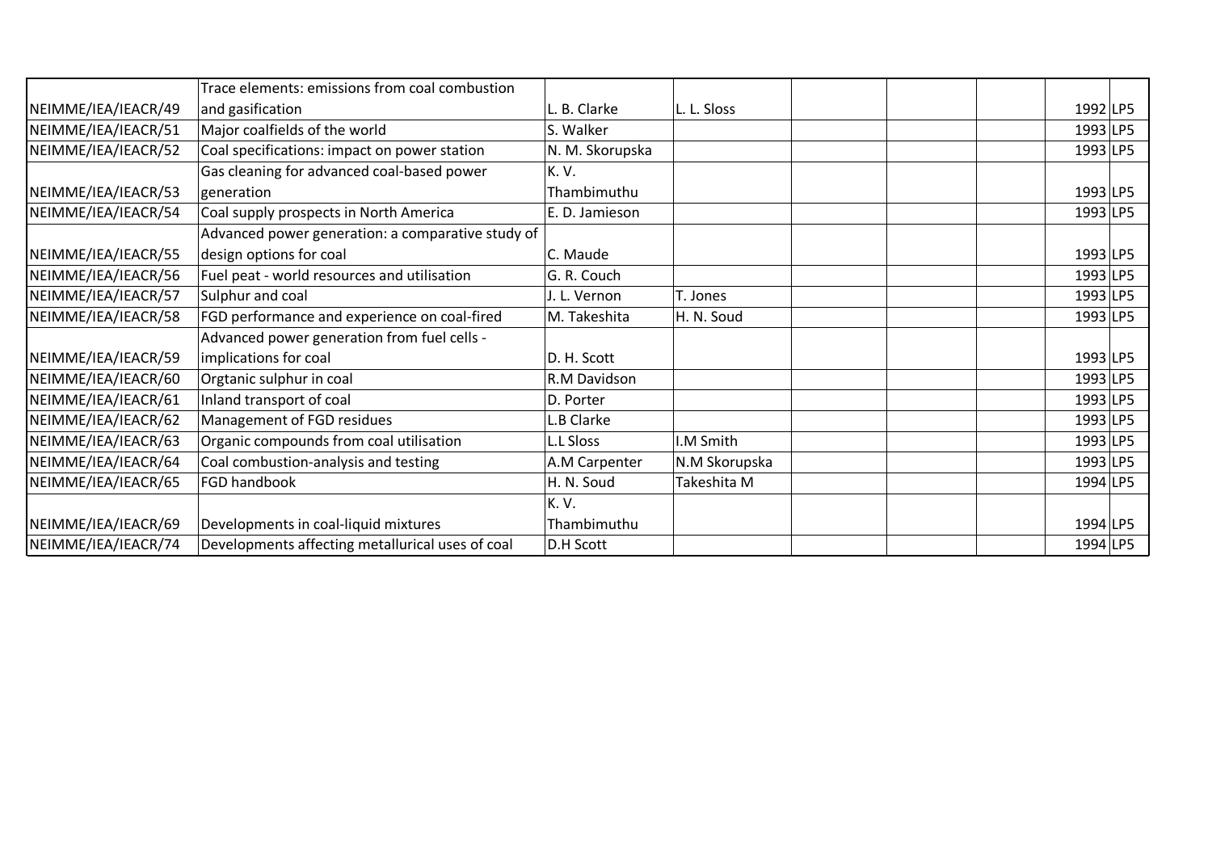| | | | | | | | | |
|---|---|---|---|---|---|---|---|---|
| NEIMME/IEA/IEACR/49 | Trace elements: emissions from coal combustion and gasification | L. B. Clarke | L. L. Sloss | | | | 1992 | LP5 |
| NEIMME/IEA/IEACR/51 | Major coalfields of the world | S. Walker | | | | | 1993 | LP5 |
| NEIMME/IEA/IEACR/52 | Coal specifications: impact on power station | N. M. Skorupska | | | | | 1993 | LP5 |
| NEIMME/IEA/IEACR/53 | Gas cleaning for advanced coal-based power generation | K. V. Thambimuthu | | | | | 1993 | LP5 |
| NEIMME/IEA/IEACR/54 | Coal supply prospects in North America | E. D. Jamieson | | | | | 1993 | LP5 |
| NEIMME/IEA/IEACR/55 | Advanced power generation: a comparative study of design options for coal | C. Maude | | | | | 1993 | LP5 |
| NEIMME/IEA/IEACR/56 | Fuel peat - world resources and utilisation | G. R. Couch | | | | | 1993 | LP5 |
| NEIMME/IEA/IEACR/57 | Sulphur and coal | J. L. Vernon | T. Jones | | | | 1993 | LP5 |
| NEIMME/IEA/IEACR/58 | FGD performance and experience on coal-fired | M. Takeshita | H. N. Soud | | | | 1993 | LP5 |
| NEIMME/IEA/IEACR/59 | Advanced power generation from fuel cells - implications for coal | D. H. Scott | | | | | 1993 | LP5 |
| NEIMME/IEA/IEACR/60 | Orgtanic sulphur in coal | R.M Davidson | | | | | 1993 | LP5 |
| NEIMME/IEA/IEACR/61 | Inland transport of coal | D. Porter | | | | | 1993 | LP5 |
| NEIMME/IEA/IEACR/62 | Management of FGD residues | L.B Clarke | | | | | 1993 | LP5 |
| NEIMME/IEA/IEACR/63 | Organic compounds from coal utilisation | L.L Sloss | I.M Smith | | | | 1993 | LP5 |
| NEIMME/IEA/IEACR/64 | Coal combustion-analysis and testing | A.M Carpenter | N.M Skorupska | | | | 1993 | LP5 |
| NEIMME/IEA/IEACR/65 | FGD handbook | H. N. Soud | Takeshita M | | | | 1994 | LP5 |
| NEIMME/IEA/IEACR/69 | Developments in coal-liquid mixtures | K. V. Thambimuthu | | | | | 1994 | LP5 |
| NEIMME/IEA/IEACR/74 | Developments affecting metallurical uses of coal | D.H Scott | | | | | 1994 | LP5 |